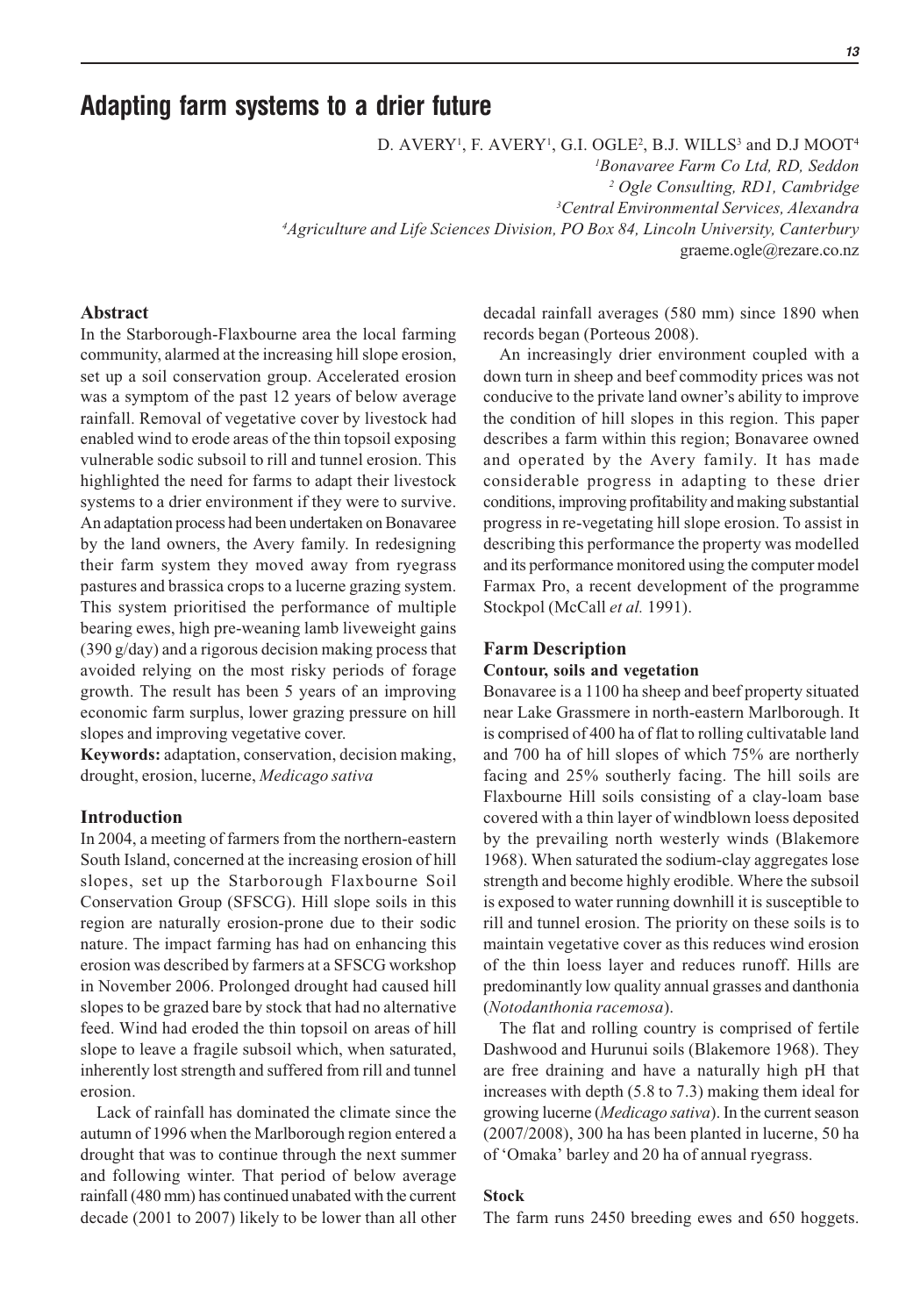# Adapting farm systems to a drier future

D. AVERY[1], F. AVERY[1], G.I. OGLE[2], B.J. WILLS[3] and D.J MOOT[4]

[1]Bonavaree Farm Co Ltd, RD, Seddon
[2] Ogle Consulting, RD1, Cambridge
[3]Central Environmental Services, Alexandra
[4]Agriculture and Life Sciences Division, PO Box 84, Lincoln University, Canterbury
graeme.ogle@rezare.co.nz

## Abstract

In the Starborough-Flaxbourne area the local farming community, alarmed at the increasing hill slope erosion, set up a soil conservation group. Accelerated erosion was a symptom of the past 12 years of below average rainfall. Removal of vegetative cover by livestock had enabled wind to erode areas of the thin topsoil exposing vulnerable sodic subsoil to rill and tunnel erosion. This highlighted the need for farms to adapt their livestock systems to a drier environment if they were to survive. An adaptation process had been undertaken on Bonavaree by the land owners, the Avery family. In redesigning their farm system they moved away from ryegrass pastures and brassica crops to a lucerne grazing system. This system prioritised the performance of multiple bearing ewes, high pre-weaning lamb liveweight gains (390 g/day) and a rigorous decision making process that avoided relying on the most risky periods of forage growth. The result has been 5 years of an improving economic farm surplus, lower grazing pressure on hill slopes and improving vegetative cover.

**Keywords:** adaptation, conservation, decision making, drought, erosion, lucerne, *Medicago sativa*

## Introduction

In 2004, a meeting of farmers from the northern-eastern South Island, concerned at the increasing erosion of hill slopes, set up the Starborough Flaxbourne Soil Conservation Group (SFSCG). Hill slope soils in this region are naturally erosion-prone due to their sodic nature. The impact farming has had on enhancing this erosion was described by farmers at a SFSCG workshop in November 2006. Prolonged drought had caused hill slopes to be grazed bare by stock that had no alternative feed. Wind had eroded the thin topsoil on areas of hill slope to leave a fragile subsoil which, when saturated, inherently lost strength and suffered from rill and tunnel erosion.

Lack of rainfall has dominated the climate since the autumn of 1996 when the Marlborough region entered a drought that was to continue through the next summer and following winter. That period of below average rainfall (480 mm) has continued unabated with the current decade (2001 to 2007) likely to be lower than all other decadal rainfall averages (580 mm) since 1890 when records began (Porteous 2008).

An increasingly drier environment coupled with a down turn in sheep and beef commodity prices was not conducive to the private land owner's ability to improve the condition of hill slopes in this region. This paper describes a farm within this region; Bonavaree owned and operated by the Avery family. It has made considerable progress in adapting to these drier conditions, improving profitability and making substantial progress in re-vegetating hill slope erosion. To assist in describing this performance the property was modelled and its performance monitored using the computer model Farmax Pro, a recent development of the programme Stockpol (McCall *et al.* 1991).

## Farm Description

### Contour, soils and vegetation

Bonavaree is a 1100 ha sheep and beef property situated near Lake Grassmere in north-eastern Marlborough. It is comprised of 400 ha of flat to rolling cultivatable land and 700 ha of hill slopes of which 75% are northerly facing and 25% southerly facing. The hill soils are Flaxbourne Hill soils consisting of a clay-loam base covered with a thin layer of windblown loess deposited by the prevailing north westerly winds (Blakemore 1968). When saturated the sodium-clay aggregates lose strength and become highly erodible. Where the subsoil is exposed to water running downhill it is susceptible to rill and tunnel erosion. The priority on these soils is to maintain vegetative cover as this reduces wind erosion of the thin loess layer and reduces runoff. Hills are predominantly low quality annual grasses and danthonia (*Notodanthonia racemosa*).

The flat and rolling country is comprised of fertile Dashwood and Hurunui soils (Blakemore 1968). They are free draining and have a naturally high pH that increases with depth (5.8 to 7.3) making them ideal for growing lucerne (*Medicago sativa*). In the current season (2007/2008), 300 ha has been planted in lucerne, 50 ha of 'Omaka' barley and 20 ha of annual ryegrass.

### Stock

The farm runs 2450 breeding ewes and 650 hoggets.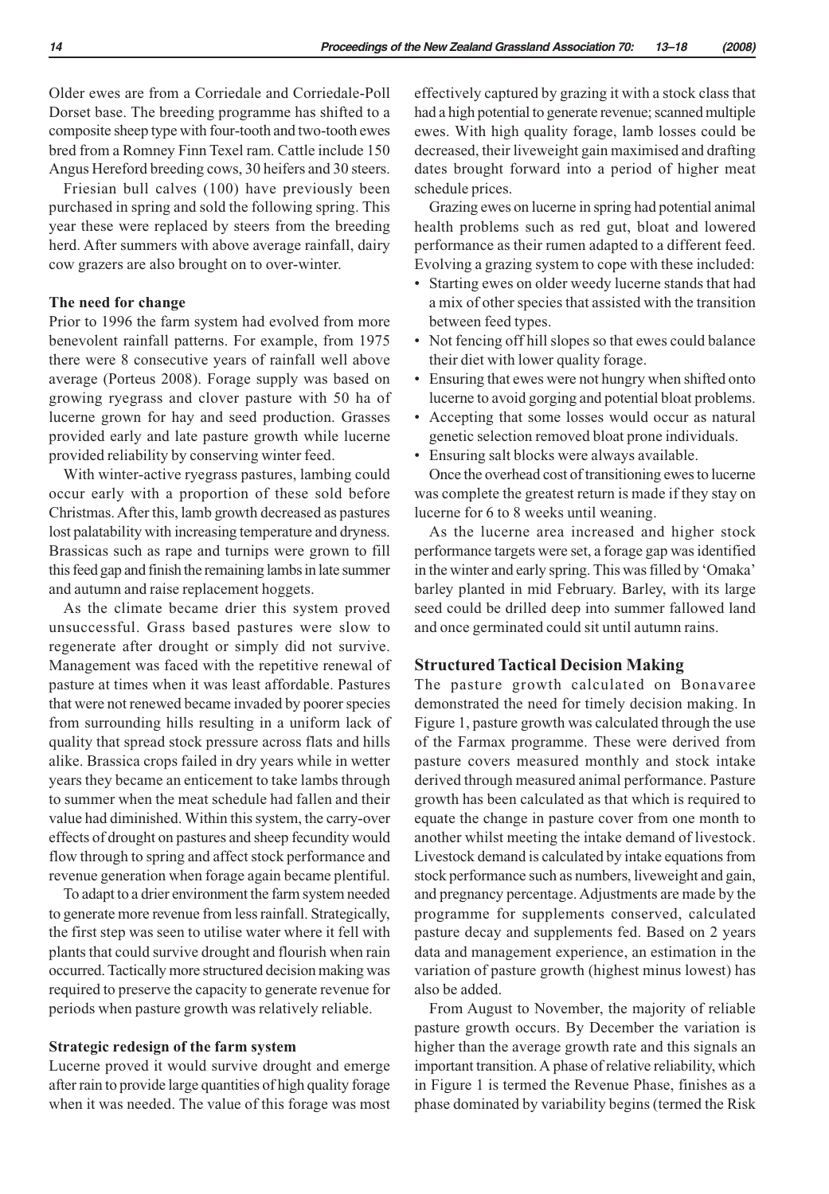Older ewes are from a Corriedale and Corriedale-Poll Dorset base. The breeding programme has shifted to a composite sheep type with four-tooth and two-tooth ewes bred from a Romney Finn Texel ram. Cattle include 150 Angus Hereford breeding cows, 30 heifers and 30 steers.

Friesian bull calves (100) have previously been purchased in spring and sold the following spring. This year these were replaced by steers from the breeding herd. After summers with above average rainfall, dairy cow grazers are also brought on to over-winter.

### The need for change

Prior to 1996 the farm system had evolved from more benevolent rainfall patterns. For example, from 1975 there were 8 consecutive years of rainfall well above average (Porteus 2008). Forage supply was based on growing ryegrass and clover pasture with 50 ha of lucerne grown for hay and seed production. Grasses provided early and late pasture growth while lucerne provided reliability by conserving winter feed.

With winter-active ryegrass pastures, lambing could occur early with a proportion of these sold before Christmas. After this, lamb growth decreased as pastures lost palatability with increasing temperature and dryness. Brassicas such as rape and turnips were grown to fill this feed gap and finish the remaining lambs in late summer and autumn and raise replacement hoggets.

As the climate became drier this system proved unsuccessful. Grass based pastures were slow to regenerate after drought or simply did not survive. Management was faced with the repetitive renewal of pasture at times when it was least affordable. Pastures that were not renewed became invaded by poorer species from surrounding hills resulting in a uniform lack of quality that spread stock pressure across flats and hills alike. Brassica crops failed in dry years while in wetter years they became an enticement to take lambs through to summer when the meat schedule had fallen and their value had diminished. Within this system, the carry-over effects of drought on pastures and sheep fecundity would flow through to spring and affect stock performance and revenue generation when forage again became plentiful.

To adapt to a drier environment the farm system needed to generate more revenue from less rainfall. Strategically, the first step was seen to utilise water where it fell with plants that could survive drought and flourish when rain occurred. Tactically more structured decision making was required to preserve the capacity to generate revenue for periods when pasture growth was relatively reliable.

### Strategic redesign of the farm system

Lucerne proved it would survive drought and emerge after rain to provide large quantities of high quality forage when it was needed. The value of this forage was most effectively captured by grazing it with a stock class that had a high potential to generate revenue; scanned multiple ewes. With high quality forage, lamb losses could be decreased, their liveweight gain maximised and drafting dates brought forward into a period of higher meat schedule prices.

Grazing ewes on lucerne in spring had potential animal health problems such as red gut, bloat and lowered performance as their rumen adapted to a different feed. Evolving a grazing system to cope with these included:

- Starting ewes on older weedy lucerne stands that had a mix of other species that assisted with the transition between feed types.
- Not fencing off hill slopes so that ewes could balance their diet with lower quality forage.
- Ensuring that ewes were not hungry when shifted onto lucerne to avoid gorging and potential bloat problems.
- Accepting that some losses would occur as natural genetic selection removed bloat prone individuals.
- Ensuring salt blocks were always available.

Once the overhead cost of transitioning ewes to lucerne was complete the greatest return is made if they stay on lucerne for 6 to 8 weeks until weaning.

As the lucerne area increased and higher stock performance targets were set, a forage gap was identified in the winter and early spring. This was filled by 'Omaka' barley planted in mid February. Barley, with its large seed could be drilled deep into summer fallowed land and once germinated could sit until autumn rains.

## Structured Tactical Decision Making

The pasture growth calculated on Bonavaree demonstrated the need for timely decision making. In Figure 1, pasture growth was calculated through the use of the Farmax programme. These were derived from pasture covers measured monthly and stock intake derived through measured animal performance. Pasture growth has been calculated as that which is required to equate the change in pasture cover from one month to another whilst meeting the intake demand of livestock. Livestock demand is calculated by intake equations from stock performance such as numbers, liveweight and gain, and pregnancy percentage. Adjustments are made by the programme for supplements conserved, calculated pasture decay and supplements fed. Based on 2 years data and management experience, an estimation in the variation of pasture growth (highest minus lowest) has also be added.

From August to November, the majority of reliable pasture growth occurs. By December the variation is higher than the average growth rate and this signals an important transition. A phase of relative reliability, which in Figure 1 is termed the Revenue Phase, finishes as a phase dominated by variability begins (termed the Risk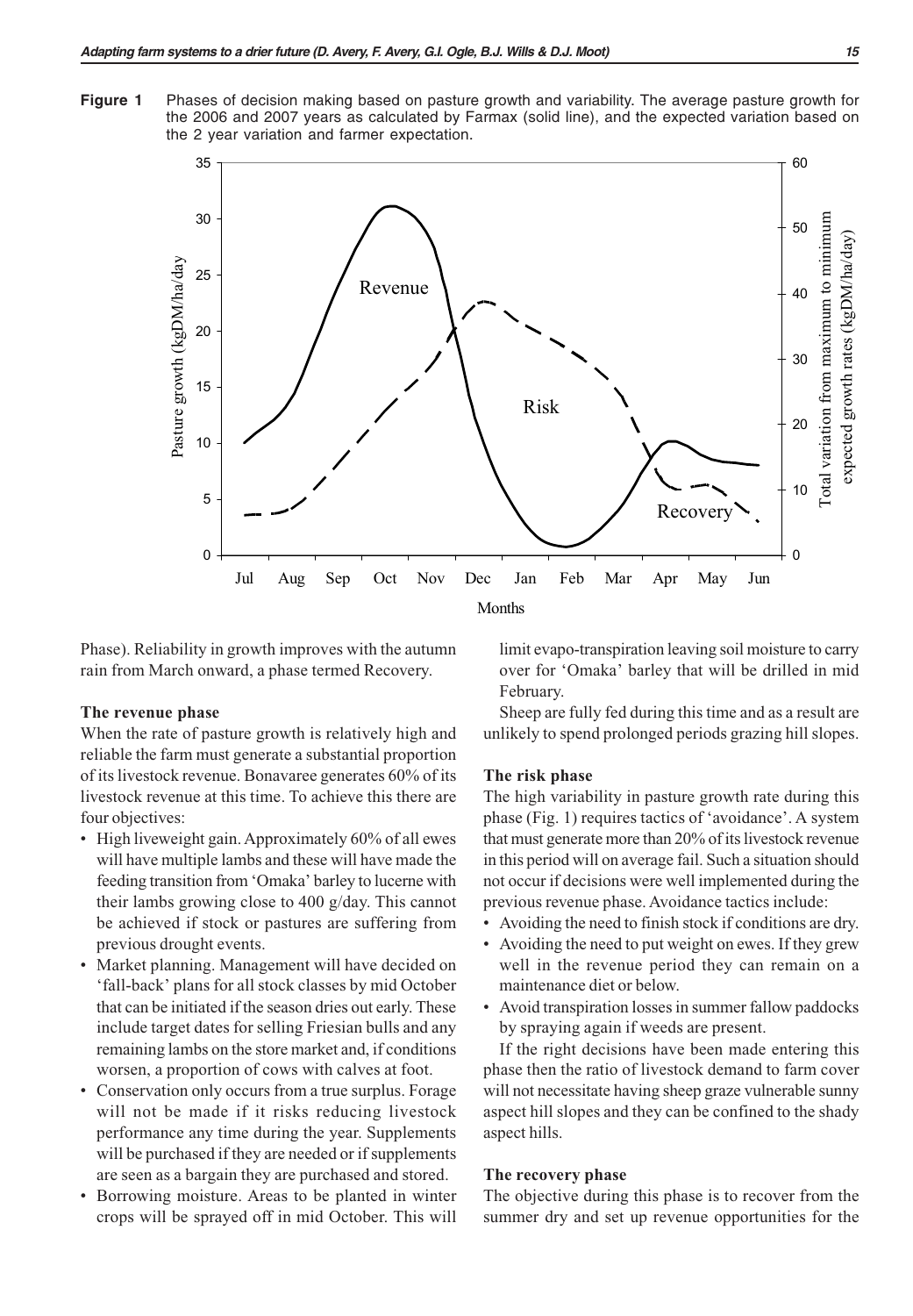**Figure 1** Phases of decision making based on pasture growth and variability. The average pasture growth for the 2006 and 2007 years as calculated by Farmax (solid line), and the expected variation based on the 2 year variation and farmer expectation.

Phase). Reliability in growth improves with the autumn rain from March onward, a phase termed Recovery.

### The revenue phase

When the rate of pasture growth is relatively high and reliable the farm must generate a substantial proportion of its livestock revenue. Bonavaree generates 60% of its livestock revenue at this time. To achieve this there are four objectives:

- High liveweight gain. Approximately 60% of all ewes will have multiple lambs and these will have made the feeding transition from 'Omaka' barley to lucerne with their lambs growing close to 400 g/day. This cannot be achieved if stock or pastures are suffering from previous drought events.
- Market planning. Management will have decided on 'fall-back' plans for all stock classes by mid October that can be initiated if the season dries out early. These include target dates for selling Friesian bulls and any remaining lambs on the store market and, if conditions worsen, a proportion of cows with calves at foot.
- Conservation only occurs from a true surplus. Forage will not be made if it risks reducing livestock performance any time during the year. Supplements will be purchased if they are needed or if supplements are seen as a bargain they are purchased and stored.
- Borrowing moisture. Areas to be planted in winter crops will be sprayed off in mid October. This will limit evapo-transpiration leaving soil moisture to carry over for 'Omaka' barley that will be drilled in mid February.

Sheep are fully fed during this time and as a result are unlikely to spend prolonged periods grazing hill slopes.

### The risk phase

The high variability in pasture growth rate during this phase (Fig. 1) requires tactics of 'avoidance'. A system that must generate more than 20% of its livestock revenue in this period will on average fail. Such a situation should not occur if decisions were well implemented during the previous revenue phase. Avoidance tactics include:

- Avoiding the need to finish stock if conditions are dry.
- Avoiding the need to put weight on ewes. If they grew well in the revenue period they can remain on a maintenance diet or below.
- Avoid transpiration losses in summer fallow paddocks by spraying again if weeds are present.

If the right decisions have been made entering this phase then the ratio of livestock demand to farm cover will not necessitate having sheep graze vulnerable sunny aspect hill slopes and they can be confined to the shady aspect hills.

### The recovery phase

The objective during this phase is to recover from the summer dry and set up revenue opportunities for the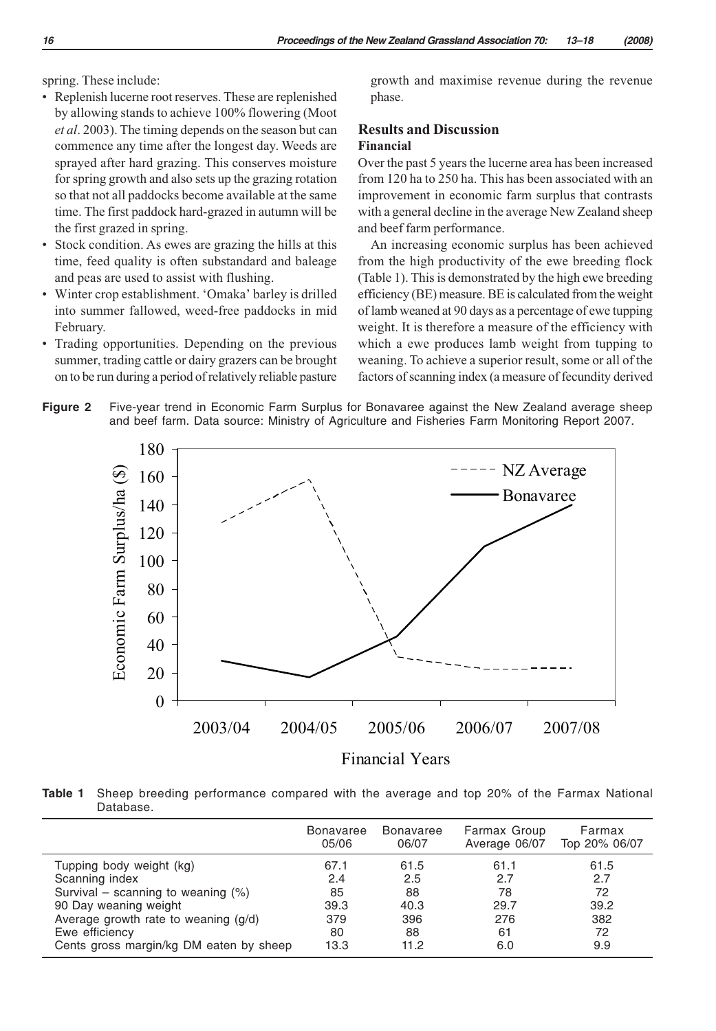spring. These include:

- Replenish lucerne root reserves. These are replenished by allowing stands to achieve 100% flowering (Moot *et al*. 2003). The timing depends on the season but can commence any time after the longest day. Weeds are sprayed after hard grazing. This conserves moisture for spring growth and also sets up the grazing rotation so that not all paddocks become available at the same time. The first paddock hard-grazed in autumn will be the first grazed in spring.
- Stock condition. As ewes are grazing the hills at this time, feed quality is often substandard and baleage and peas are used to assist with flushing.
- Winter crop establishment. 'Omaka' barley is drilled into summer fallowed, weed-free paddocks in mid February.
- Trading opportunities. Depending on the previous summer, trading cattle or dairy grazers can be brought on to be run during a period of relatively reliable pasture growth and maximise revenue during the revenue phase.

## Results and Discussion

### Financial

Over the past 5 years the lucerne area has been increased from 120 ha to 250 ha. This has been associated with an improvement in economic farm surplus that contrasts with a general decline in the average New Zealand sheep and beef farm performance.

An increasing economic surplus has been achieved from the high productivity of the ewe breeding flock (Table 1). This is demonstrated by the high ewe breeding efficiency (BE) measure. BE is calculated from the weight of lamb weaned at 90 days as a percentage of ewe tupping weight. It is therefore a measure of the efficiency with which a ewe produces lamb weight from tupping to weaning. To achieve a superior result, some or all of the factors of scanning index (a measure of fecundity derived

**Figure 2** Five-year trend in Economic Farm Surplus for Bonavaree against the New Zealand average sheep and beef farm. Data source: Ministry of Agriculture and Fisheries Farm Monitoring Report 2007.

**Table 1** Sheep breeding performance compared with the average and top 20% of the Farmax National Database.

| | Bonavaree 05/06 | Bonavaree 06/07 | Farmax Group Average 06/07 | Farmax Top 20% 06/07 |
|---|---|---|---|---|
| Tupping body weight (kg) | 67.1 | 61.5 | 61.1 | 61.5 |
| Scanning index | 2.4 | 2.5 | 2.7 | 2.7 |
| Survival – scanning to weaning (%) | 85 | 88 | 78 | 72 |
| 90 Day weaning weight | 39.3 | 40.3 | 29.7 | 39.2 |
| Average growth rate to weaning (g/d) | 379 | 396 | 276 | 382 |
| Ewe efficiency | 80 | 88 | 61 | 72 |
| Cents gross margin/kg DM eaten by sheep | 13.3 | 11.2 | 6.0 | 9.9 |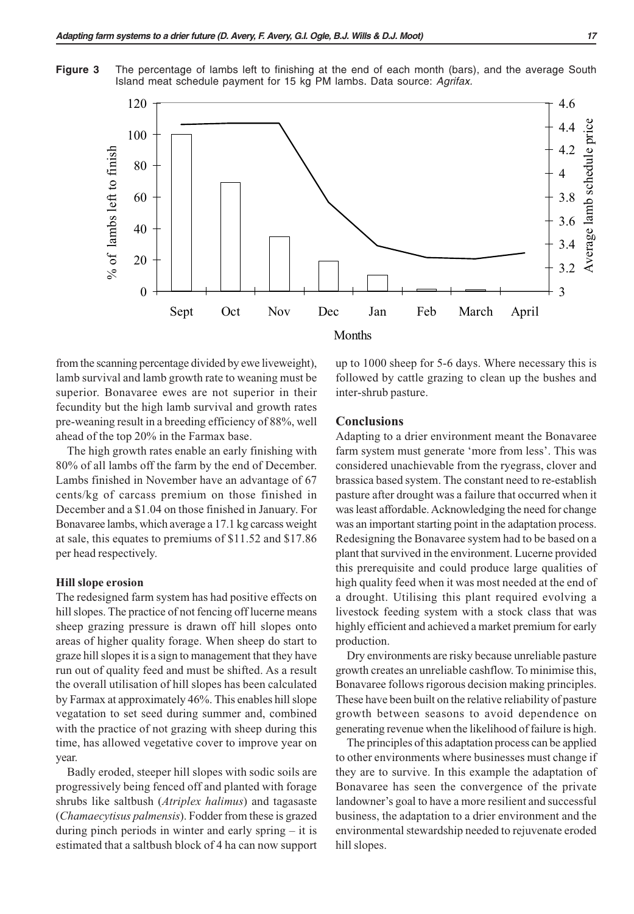**Figure 3** The percentage of lambs left to finishing at the end of each month (bars), and the average South Island meat schedule payment for 15 kg PM lambs. Data source: *Agrifax.*

from the scanning percentage divided by ewe liveweight), lamb survival and lamb growth rate to weaning must be superior. Bonavaree ewes are not superior in their fecundity but the high lamb survival and growth rates pre-weaning result in a breeding efficiency of 88%, well ahead of the top 20% in the Farmax base.

The high growth rates enable an early finishing with 80% of all lambs off the farm by the end of December. Lambs finished in November have an advantage of 67 cents/kg of carcass premium on those finished in December and a $1.04 on those finished in January. For Bonavaree lambs, which average a 17.1 kg carcass weight at sale, this equates to premiums of $11.52 and $17.86 per head respectively.

### Hill slope erosion

The redesigned farm system has had positive effects on hill slopes. The practice of not fencing off lucerne means sheep grazing pressure is drawn off hill slopes onto areas of higher quality forage. When sheep do start to graze hill slopes it is a sign to management that they have run out of quality feed and must be shifted. As a result the overall utilisation of hill slopes has been calculated by Farmax at approximately 46%. This enables hill slope vegatation to set seed during summer and, combined with the practice of not grazing with sheep during this time, has allowed vegetative cover to improve year on year.

Badly eroded, steeper hill slopes with sodic soils are progressively being fenced off and planted with forage shrubs like saltbush (*Atriplex halimus*) and tagasaste (*Chamaecytisus palmensis*). Fodder from these is grazed during pinch periods in winter and early spring – it is estimated that a saltbush block of 4 ha can now support up to 1000 sheep for 5-6 days. Where necessary this is followed by cattle grazing to clean up the bushes and inter-shrub pasture.

## Conclusions

Adapting to a drier environment meant the Bonavaree farm system must generate 'more from less'. This was considered unachievable from the ryegrass, clover and brassica based system. The constant need to re-establish pasture after drought was a failure that occurred when it was least affordable. Acknowledging the need for change was an important starting point in the adaptation process. Redesigning the Bonavaree system had to be based on a plant that survived in the environment. Lucerne provided this prerequisite and could produce large qualities of high quality feed when it was most needed at the end of a drought. Utilising this plant required evolving a livestock feeding system with a stock class that was highly efficient and achieved a market premium for early production.

Dry environments are risky because unreliable pasture growth creates an unreliable cashflow. To minimise this, Bonavaree follows rigorous decision making principles. These have been built on the relative reliability of pasture growth between seasons to avoid dependence on generating revenue when the likelihood of failure is high.

The principles of this adaptation process can be applied to other environments where businesses must change if they are to survive. In this example the adaptation of Bonavaree has seen the convergence of the private landowner's goal to have a more resilient and successful business, the adaptation to a drier environment and the environmental stewardship needed to rejuvenate eroded hill slopes.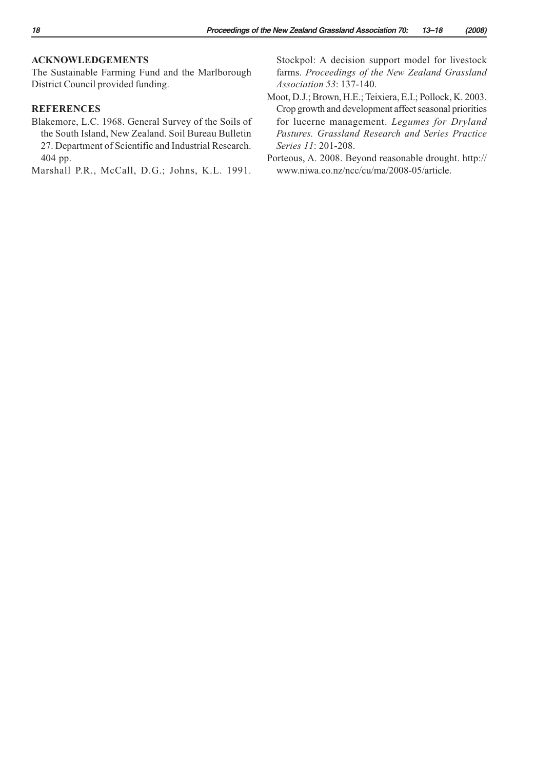## ACKNOWLEDGEMENTS

The Sustainable Farming Fund and the Marlborough District Council provided funding.

## REFERENCES

Blakemore, L.C. 1968. General Survey of the Soils of the South Island, New Zealand. Soil Bureau Bulletin 27. Department of Scientific and Industrial Research. 404 pp.

Marshall P.R., McCall, D.G.; Johns, K.L. 1991. Stockpol: A decision support model for livestock farms. *Proceedings of the New Zealand Grassland Association 53*: 137-140.

Moot, D.J.; Brown, H.E.; Teixiera, E.I.; Pollock, K. 2003. Crop growth and development affect seasonal priorities for lucerne management. *Legumes for Dryland Pastures. Grassland Research and Series Practice Series 11*: 201-208.

Porteous, A. 2008. Beyond reasonable drought. http://www.niwa.co.nz/ncc/cu/ma/2008-05/article.